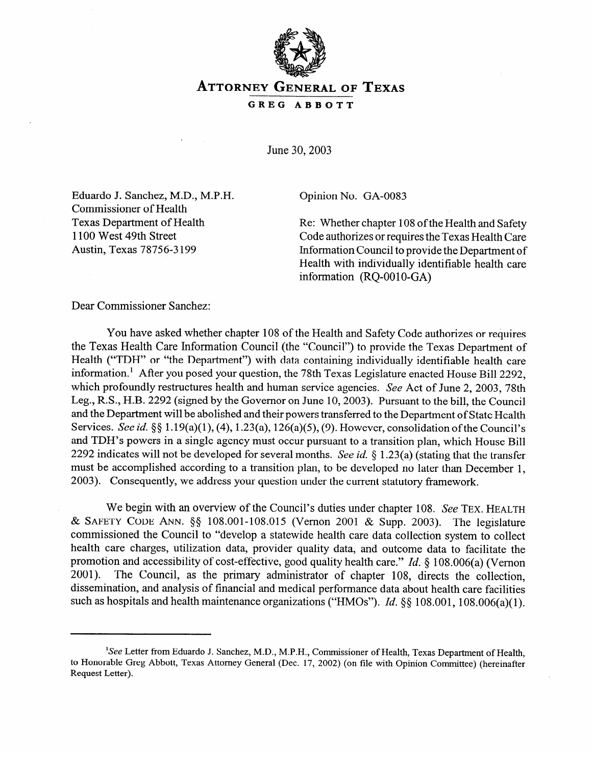# ATTORNEY GENERAL OF TEXAS

**GREG ABBOTT**

June 30, 2003

Eduardo J. Sanchez, M.D., M.P.H.
Commissioner of Health
Texas Department of Health
1100 West 49th Street
Austin, Texas 78756-3199

Opinion No. GA-0083

Re: Whether chapter 108 of the Health and Safety Code authorizes or requires the Texas Health Care Information Council to provide the Department of Health with individually identifiable health care information (RQ-0010-GA)

Dear Commissioner Sanchez:

You have asked whether chapter 108 of the Health and Safety Code authorizes or requires the Texas Health Care Information Council (the "Council") to provide the Texas Department of Health ("TDH" or "the Department") with data containing individually identifiable health care information.[1] After you posed your question, the 78th Texas Legislature enacted House Bill 2292, which profoundly restructures health and human service agencies. *See* Act of June 2, 2003, 78th Leg., R.S., H.B. 2292 (signed by the Governor on June 10, 2003). Pursuant to the bill, the Council and the Department will be abolished and their powers transferred to the Department of State Health Services. *See id.* §§ 1.19(a)(1), (4), 1.23(a), 126(a)(5), (9). However, consolidation of the Council's and TDH's powers in a single agency must occur pursuant to a transition plan, which House Bill 2292 indicates will not be developed for several months. *See id.* § 1.23(a) (stating that the transfer must be accomplished according to a transition plan, to be developed no later than December 1, 2003). Consequently, we address your question under the current statutory framework.

We begin with an overview of the Council's duties under chapter 108. *See* TEX. HEALTH & SAFETY CODE ANN. §§ 108.001-108.015 (Vernon 2001 & Supp. 2003). The legislature commissioned the Council to "develop a statewide health care data collection system to collect health care charges, utilization data, provider quality data, and outcome data to facilitate the promotion and accessibility of cost-effective, good quality health care." *Id.* § 108.006(a) (Vernon 2001). The Council, as the primary administrator of chapter 108, directs the collection, dissemination, and analysis of financial and medical performance data about health care facilities such as hospitals and health maintenance organizations ("HMOs"). *Id.* §§ 108.001, 108.006(a)(1).

---

[1]*See* Letter from Eduardo J. Sanchez, M.D., M.P.H., Commissioner of Health, Texas Department of Health, to Honorable Greg Abbott, Texas Attorney General (Dec. 17, 2002) (on file with Opinion Committee) (hereinafter Request Letter).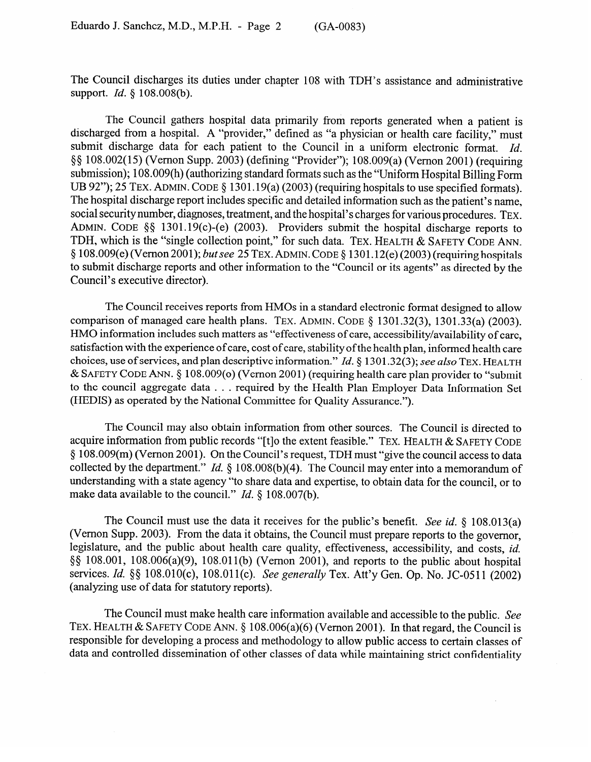The Council discharges its duties under chapter 108 with TDH's assistance and administrative support. *Id.* § 108.008(b).

The Council gathers hospital data primarily from reports generated when a patient is discharged from a hospital. A "provider," defined as "a physician or health care facility," must submit discharge data for each patient to the Council in a uniform electronic format. *Id.* §§ 108.002(15) (Vernon Supp. 2003) (defining "Provider"); 108.009(a) (Vernon 2001) (requiring submission); 108.009(h) (authorizing standard formats such as the "Uniform Hospital Billing Form UB 92"); 25 TEX. ADMIN. CODE § 1301.19(a) (2003) (requiring hospitals to use specified formats). The hospital discharge report includes specific and detailed information such as the patient's name, social security number, diagnoses, treatment, and the hospital's charges for various procedures. TEX. ADMIN. CODE §§ 1301.19(c)-(e) (2003). Providers submit the hospital discharge reports to TDH, which is the "single collection point," for such data. TEX. HEALTH & SAFETY CODE ANN. § 108.009(e) (Vernon 2001); *but see* 25 TEX. ADMIN. CODE § 1301.12(e) (2003) (requiring hospitals to submit discharge reports and other information to the "Council or its agents" as directed by the Council's executive director).

The Council receives reports from HMOs in a standard electronic format designed to allow comparison of managed care health plans. TEX. ADMIN. CODE § 1301.32(3), 1301.33(a) (2003). HMO information includes such matters as "effectiveness of care, accessibility/availability of care, satisfaction with the experience of care, cost of care, stability of the health plan, informed health care choices, use of services, and plan descriptive information." *Id.* § 1301.32(3); *see also* TEX. HEALTH & SAFETY CODE ANN. § 108.009(o) (Vernon 2001) (requiring health care plan provider to "submit to the council aggregate data . . . required by the Health Plan Employer Data Information Set (HEDIS) as operated by the National Committee for Quality Assurance.").

The Council may also obtain information from other sources. The Council is directed to acquire information from public records "[t]o the extent feasible." TEX. HEALTH & SAFETY CODE § 108.009(m) (Vernon 2001). On the Council's request, TDH must "give the council access to data collected by the department." *Id.* § 108.008(b)(4). The Council may enter into a memorandum of understanding with a state agency "to share data and expertise, to obtain data for the council, or to make data available to the council." *Id.* § 108.007(b).

The Council must use the data it receives for the public's benefit. *See id.* § 108.013(a) (Vernon Supp. 2003). From the data it obtains, the Council must prepare reports to the governor, legislature, and the public about health care quality, effectiveness, accessibility, and costs, *id.* §§ 108.001, 108.006(a)(9), 108.011(b) (Vernon 2001), and reports to the public about hospital services. *Id.* §§ 108.010(c), 108.011(c). *See generally* Tex. Att'y Gen. Op. No. JC-0511 (2002) (analyzing use of data for statutory reports).

The Council must make health care information available and accessible to the public. *See* TEX. HEALTH & SAFETY CODE ANN. § 108.006(a)(6) (Vernon 2001). In that regard, the Council is responsible for developing a process and methodology to allow public access to certain classes of data and controlled dissemination of other classes of data while maintaining strict confidentiality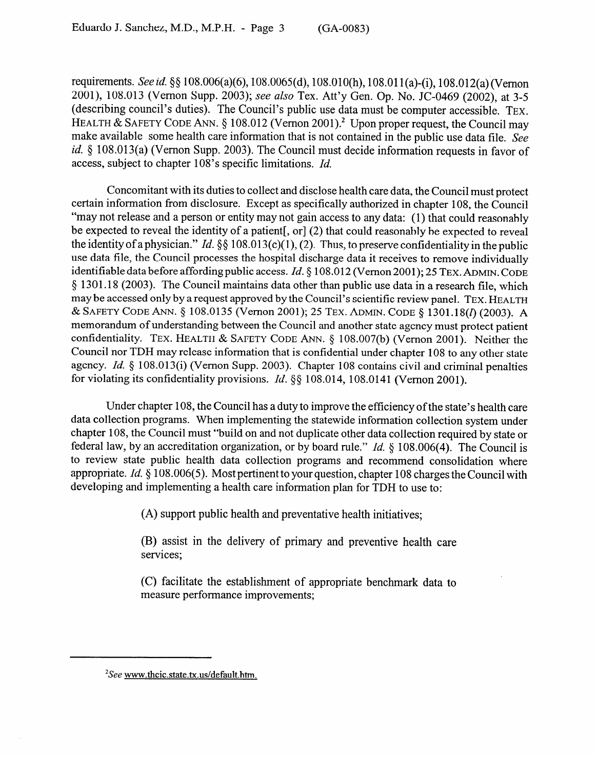requirements. *See id.* §§ 108.006(a)(6), 108.0065(d), 108.010(h), 108.011(a)-(i), 108.012(a) (Vernon 2001), 108.013 (Vernon Supp. 2003); *see also* Tex. Att'y Gen. Op. No. JC-0469 (2002), at 3-5 (describing council's duties). The Council's public use data must be computer accessible. TEX. HEALTH & SAFETY CODE ANN. § 108.012 (Vernon 2001).[2] Upon proper request, the Council may make available some health care information that is not contained in the public use data file. *See id.* § 108.013(a) (Vernon Supp. 2003). The Council must decide information requests in favor of access, subject to chapter 108's specific limitations. *Id.*

Concomitant with its duties to collect and disclose health care data, the Council must protect certain information from disclosure. Except as specifically authorized in chapter 108, the Council "may not release and a person or entity may not gain access to any data: (1) that could reasonably be expected to reveal the identity of a patient[, or] (2) that could reasonably be expected to reveal the identity of a physician." *Id.* §§ 108.013(c)(1), (2). Thus, to preserve confidentiality in the public use data file, the Council processes the hospital discharge data it receives to remove individually identifiable data before affording public access. *Id.* § 108.012 (Vernon 2001); 25 TEX. ADMIN. CODE § 1301.18 (2003). The Council maintains data other than public use data in a research file, which may be accessed only by a request approved by the Council's scientific review panel. TEX. HEALTH & SAFETY CODE ANN. § 108.0135 (Vernon 2001); 25 TEX. ADMIN. CODE § 1301.18(*l*) (2003). A memorandum of understanding between the Council and another state agency must protect patient confidentiality. TEX. HEALTH & SAFETY CODE ANN. § 108.007(b) (Vernon 2001). Neither the Council nor TDH may release information that is confidential under chapter 108 to any other state agency. *Id.* § 108.013(i) (Vernon Supp. 2003). Chapter 108 contains civil and criminal penalties for violating its confidentiality provisions. *Id.* §§ 108.014, 108.0141 (Vernon 2001).

Under chapter 108, the Council has a duty to improve the efficiency of the state's health care data collection programs. When implementing the statewide information collection system under chapter 108, the Council must "build on and not duplicate other data collection required by state or federal law, by an accreditation organization, or by board rule." *Id.* § 108.006(4). The Council is to review state public health data collection programs and recommend consolidation where appropriate. *Id.* § 108.006(5). Most pertinent to your question, chapter 108 charges the Council with developing and implementing a health care information plan for TDH to use to:

> (A) support public health and preventative health initiatives;
>
> (B) assist in the delivery of primary and preventive health care services;
>
> (C) facilitate the establishment of appropriate benchmark data to measure performance improvements;

[2] *See* www.thcic.state.tx.us/default.htm.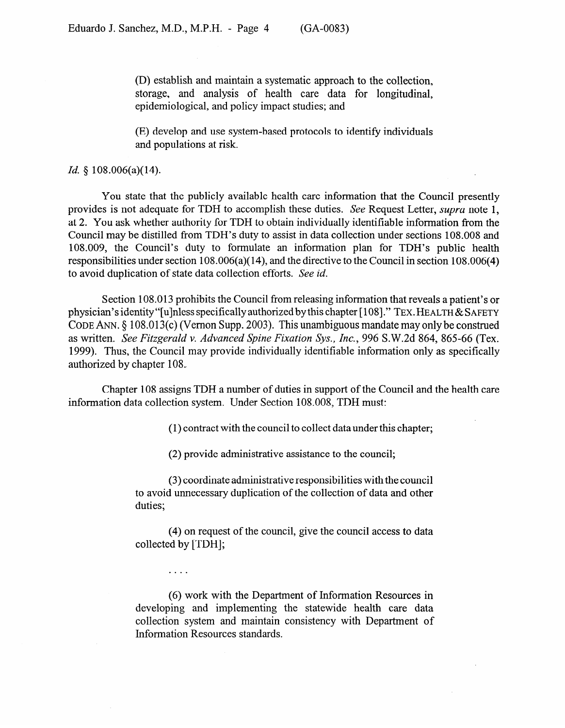(D) establish and maintain a systematic approach to the collection, storage, and analysis of health care data for longitudinal, epidemiological, and policy impact studies; and

(E) develop and use system-based protocols to identify individuals and populations at risk.

*Id.* § 108.006(a)(14).

You state that the publicly available health care information that the Council presently provides is not adequate for TDH to accomplish these duties. *See* Request Letter, *supra* note 1, at 2. You ask whether authority for TDH to obtain individually identifiable information from the Council may be distilled from TDH's duty to assist in data collection under sections 108.008 and 108.009, the Council's duty to formulate an information plan for TDH's public health responsibilities under section 108.006(a)(14), and the directive to the Council in section 108.006(4) to avoid duplication of state data collection efforts. *See id.*

Section 108.013 prohibits the Council from releasing information that reveals a patient's or physician's identity "[u]nless specifically authorized by this chapter [108]." TEX. HEALTH & SAFETY CODE ANN. § 108.013(c) (Vernon Supp. 2003). This unambiguous mandate may only be construed as written. *See Fitzgerald v. Advanced Spine Fixation Sys., Inc.*, 996 S.W.2d 864, 865-66 (Tex. 1999). Thus, the Council may provide individually identifiable information only as specifically authorized by chapter 108.

Chapter 108 assigns TDH a number of duties in support of the Council and the health care information data collection system. Under Section 108.008, TDH must:

(1) contract with the council to collect data under this chapter;

(2) provide administrative assistance to the council;

(3) coordinate administrative responsibilities with the council to avoid unnecessary duplication of the collection of data and other duties;

(4) on request of the council, give the council access to data collected by [TDH];

. . . .

(6) work with the Department of Information Resources in developing and implementing the statewide health care data collection system and maintain consistency with Department of Information Resources standards.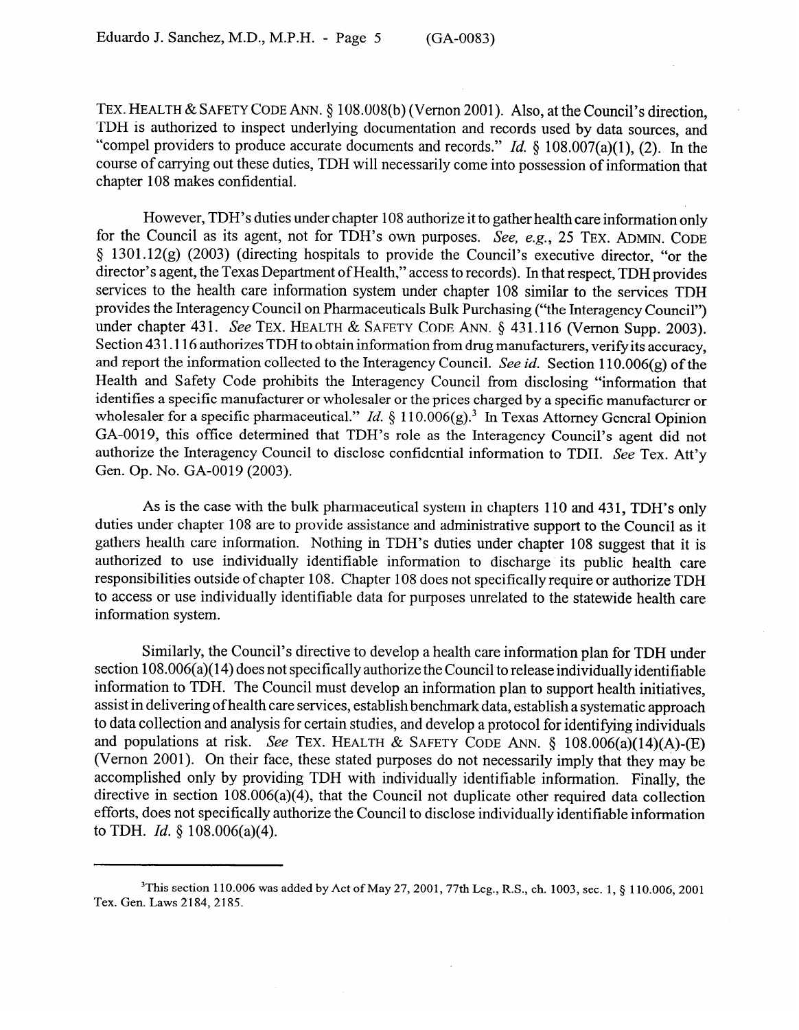TEX. HEALTH & SAFETY CODE ANN. § 108.008(b) (Vernon 2001). Also, at the Council's direction, TDH is authorized to inspect underlying documentation and records used by data sources, and "compel providers to produce accurate documents and records." *Id.* § 108.007(a)(1), (2). In the course of carrying out these duties, TDH will necessarily come into possession of information that chapter 108 makes confidential.

However, TDH's duties under chapter 108 authorize it to gather health care information only for the Council as its agent, not for TDH's own purposes. *See, e.g.*, 25 TEX. ADMIN. CODE § 1301.12(g) (2003) (directing hospitals to provide the Council's executive director, "or the director's agent, the Texas Department of Health," access to records). In that respect, TDH provides services to the health care information system under chapter 108 similar to the services TDH provides the Interagency Council on Pharmaceuticals Bulk Purchasing ("the Interagency Council") under chapter 431. *See* TEX. HEALTH & SAFETY CODE ANN. § 431.116 (Vernon Supp. 2003). Section 431.116 authorizes TDH to obtain information from drug manufacturers, verify its accuracy, and report the information collected to the Interagency Council. *See id.* Section 110.006(g) of the Health and Safety Code prohibits the Interagency Council from disclosing "information that identifies a specific manufacturer or wholesaler or the prices charged by a specific manufacturer or wholesaler for a specific pharmaceutical." *Id.* § 110.006(g).[3] In Texas Attorney General Opinion GA-0019, this office determined that TDH's role as the Interagency Council's agent did not authorize the Interagency Council to disclose confidential information to TDH. *See* Tex. Att'y Gen. Op. No. GA-0019 (2003).

As is the case with the bulk pharmaceutical system in chapters 110 and 431, TDH's only duties under chapter 108 are to provide assistance and administrative support to the Council as it gathers health care information. Nothing in TDH's duties under chapter 108 suggest that it is authorized to use individually identifiable information to discharge its public health care responsibilities outside of chapter 108. Chapter 108 does not specifically require or authorize TDH to access or use individually identifiable data for purposes unrelated to the statewide health care information system.

Similarly, the Council's directive to develop a health care information plan for TDH under section 108.006(a)(14) does not specifically authorize the Council to release individually identifiable information to TDH. The Council must develop an information plan to support health initiatives, assist in delivering of health care services, establish benchmark data, establish a systematic approach to data collection and analysis for certain studies, and develop a protocol for identifying individuals and populations at risk. *See* TEX. HEALTH & SAFETY CODE ANN. § 108.006(a)(14)(A)-(E) (Vernon 2001). On their face, these stated purposes do not necessarily imply that they may be accomplished only by providing TDH with individually identifiable information. Finally, the directive in section 108.006(a)(4), that the Council not duplicate other required data collection efforts, does not specifically authorize the Council to disclose individually identifiable information to TDH. *Id.* § 108.006(a)(4).

---

[3] This section 110.006 was added by Act of May 27, 2001, 77th Leg., R.S., ch. 1003, sec. 1, § 110.006, 2001 Tex. Gen. Laws 2184, 2185.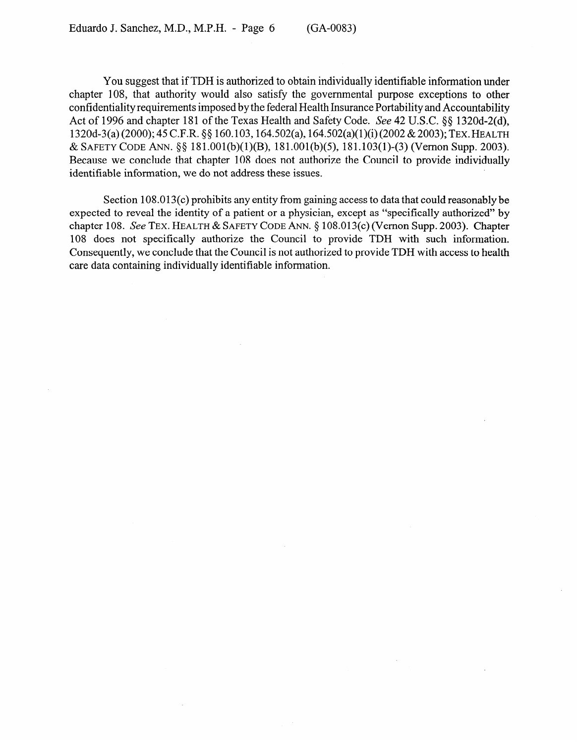You suggest that if TDH is authorized to obtain individually identifiable information under chapter 108, that authority would also satisfy the governmental purpose exceptions to other confidentiality requirements imposed by the federal Health Insurance Portability and Accountability Act of 1996 and chapter 181 of the Texas Health and Safety Code. *See* 42 U.S.C. §§ 1320d-2(d), 1320d-3(a) (2000); 45 C.F.R. §§ 160.103, 164.502(a), 164.502(a)(1)(i) (2002 & 2003); TEX. HEALTH & SAFETY CODE ANN. §§ 181.001(b)(1)(B), 181.001(b)(5), 181.103(1)-(3) (Vernon Supp. 2003). Because we conclude that chapter 108 does not authorize the Council to provide individually identifiable information, we do not address these issues.

Section 108.013(c) prohibits any entity from gaining access to data that could reasonably be expected to reveal the identity of a patient or a physician, except as "specifically authorized" by chapter 108. *See* TEX. HEALTH & SAFETY CODE ANN. § 108.013(c) (Vernon Supp. 2003). Chapter 108 does not specifically authorize the Council to provide TDH with such information. Consequently, we conclude that the Council is not authorized to provide TDH with access to health care data containing individually identifiable information.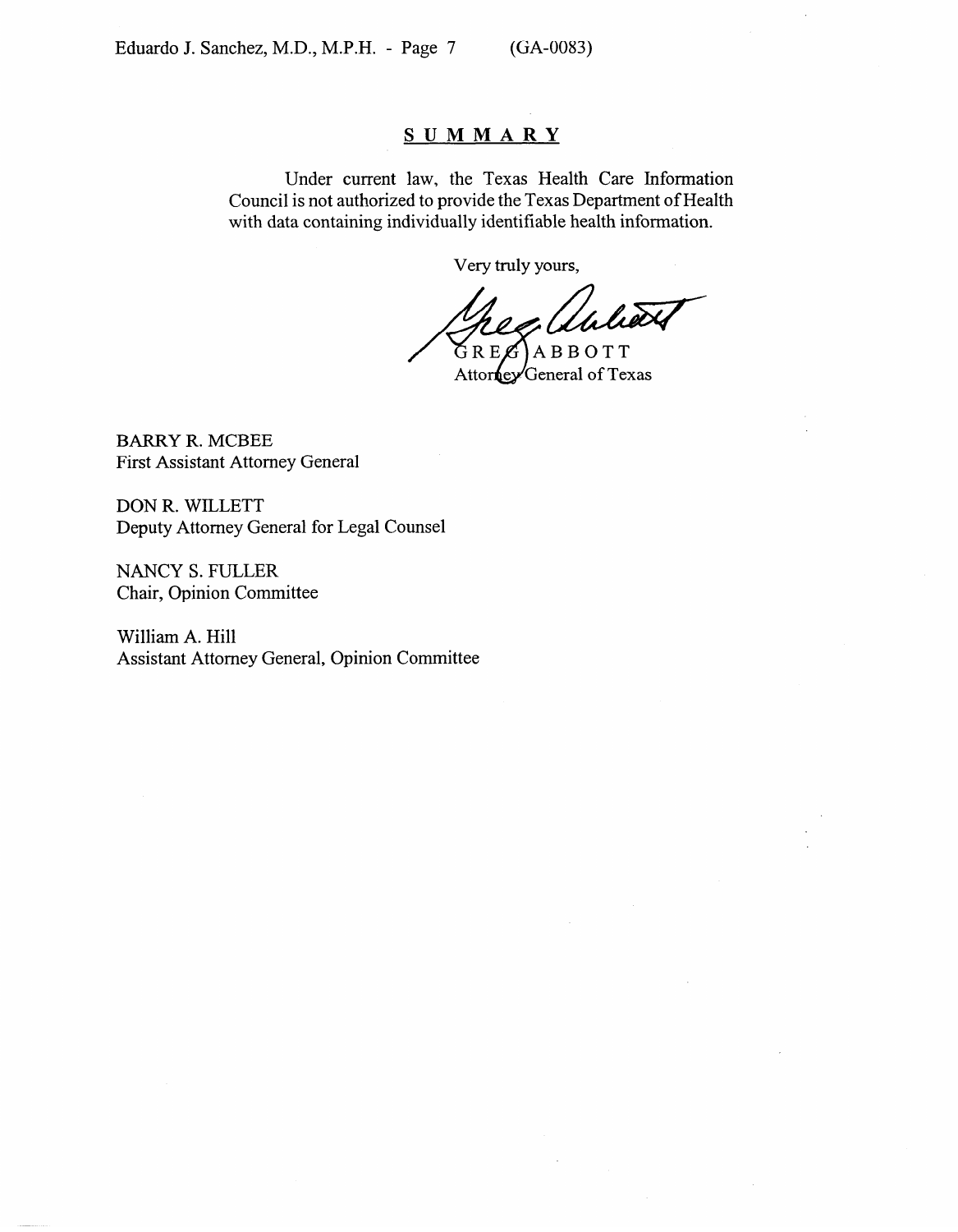## SUMMARY

Under current law, the Texas Health Care Information Council is not authorized to provide the Texas Department of Health with data containing individually identifiable health information.

Very truly yours,

GREG ABBOTT
Attorney General of Texas

BARRY R. MCBEE
First Assistant Attorney General

DON R. WILLETT
Deputy Attorney General for Legal Counsel

NANCY S. FULLER
Chair, Opinion Committee

William A. Hill
Assistant Attorney General, Opinion Committee